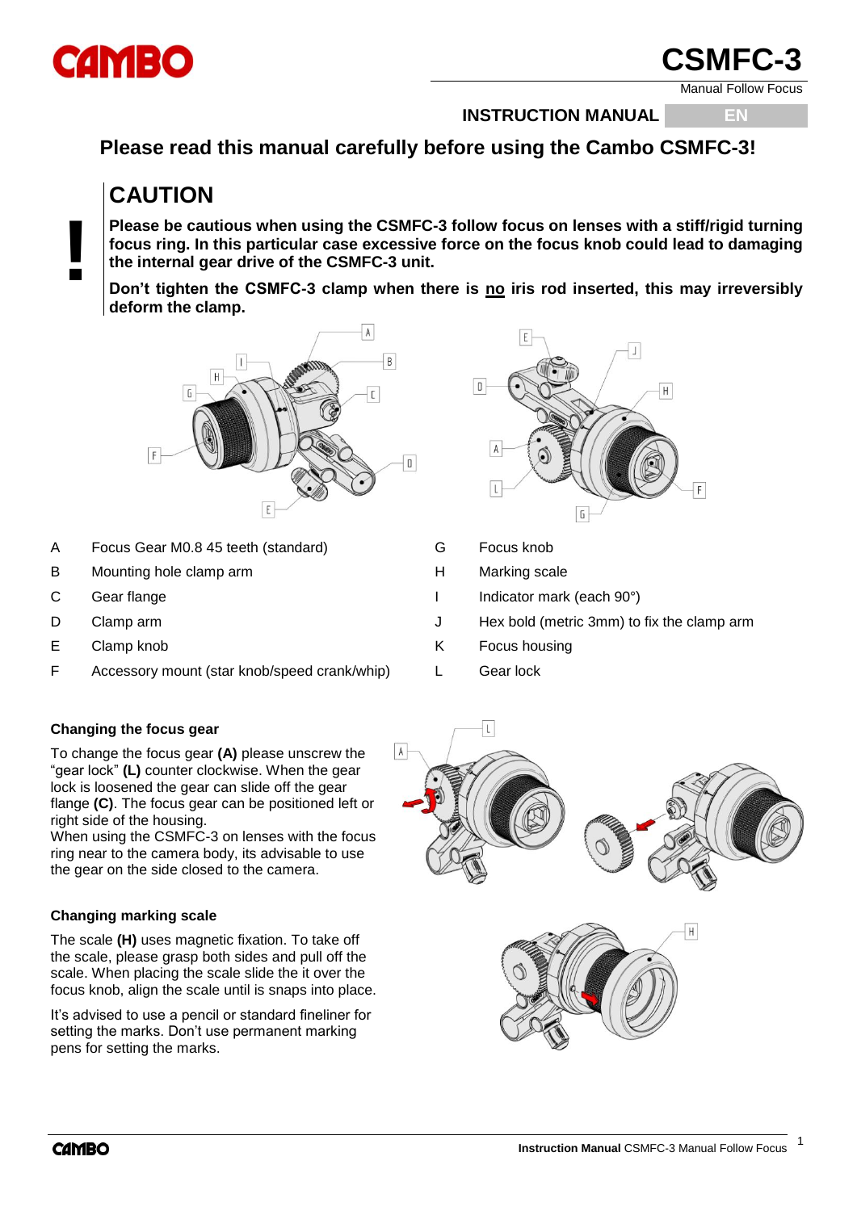# CSMFC-3

Manual Follow Focus

**INSTRUCTION MANUAL** EN

## Please read this manual carefully before using the Cambo CSMFC-3!

## CAUTION

**Please be cautious when using the CSMFC-3 follow focus on lenses with a stiff/rigid turning focus ring. In this particular case excessive force on the focus knob could lead to damaging the internal gear drive of the CSMFC-3 unit.**

**Don't tighten the CSMFC-3 clamp when there is no iris rod inserted, this may irreversibly deform the clamp.**

| | | | |
|---|---|---|---|
| A | Focus Gear M0.8 45 teeth (standard) | G | Focus knob |
| B | Mounting hole clamp arm | H | Marking scale |
| C | Gear flange | I | Indicator mark (each 90°) |
| D | Clamp arm | J | Hex bold (metric 3mm) to fix the clamp arm |
| E | Clamp knob | K | Focus housing |
| F | Accessory mount (star knob/speed crank/whip) | L | Gear lock |

### Changing the focus gear

To change the focus gear **(A)** please unscrew the "gear lock" **(L)** counter clockwise. When the gear lock is loosened the gear can slide off the gear flange **(C)**. The focus gear can be positioned left or right side of the housing.
When using the CSMFC-3 on lenses with the focus ring near to the camera body, its advisable to use the gear on the side closed to the camera.

### Changing marking scale

The scale **(H)** uses magnetic fixation. To take off the scale, please grasp both sides and pull off the scale. When placing the scale slide the it over the focus knob, align the scale until is snaps into place.

It's advised to use a pencil or standard fineliner for setting the marks. Don't use permanent marking pens for setting the marks.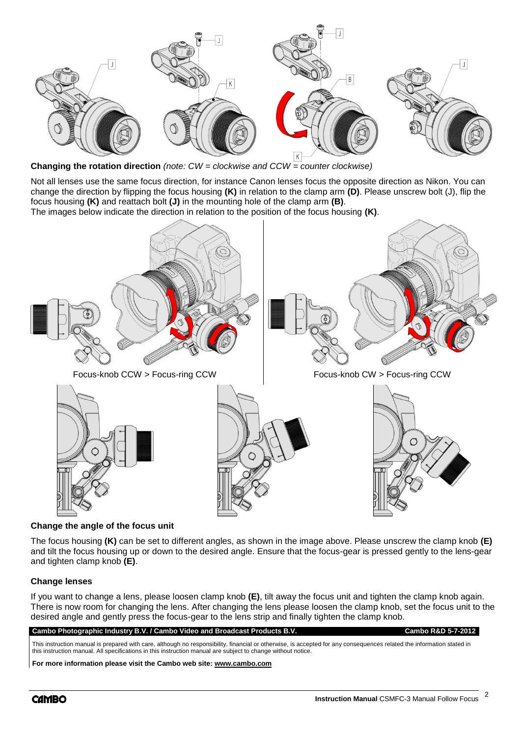**Changing the rotation direction** *(note: CW = clockwise and CCW = counter clockwise)*

Not all lenses use the same focus direction, for instance Canon lenses focus the opposite direction as Nikon. You can change the direction by flipping the focus housing **(K)** in relation to the clamp arm **(D)**. Please unscrew bolt (J), flip the focus housing **(K)** and reattach bolt **(J)** in the mounting hole of the clamp arm **(B)**.
The images below indicate the direction in relation to the position of the focus housing **(K)**.

Focus-knob CCW > Focus-ring CCW

Focus-knob CW > Focus-ring CCW

**Change the angle of the focus unit**

The focus housing **(K)** can be set to different angles, as shown in the image above. Please unscrew the clamp knob **(E)** and tilt the focus housing up or down to the desired angle. Ensure that the focus-gear is pressed gently to the lens-gear and tighten clamp knob **(E)**.

**Change lenses**

If you want to change a lens, please loosen clamp knob **(E)**, tilt away the focus unit and tighten the clamp knob again. There is now room for changing the lens. After changing the lens please loosen the clamp knob, set the focus unit to the desired angle and gently press the focus-gear to the lens strip and finally tighten the clamp knob.

**Cambo Photographic Industry B.V. / Cambo Video and Broadcast Products B.V.** **Cambo R&D 5-7-2012**

This instruction manual is prepared with care, although no responsibility, financial or otherwise, is accepted for any consequences related the information stated in this instruction manual. All specifications in this instruction manual are subject to change without notice.

**For more information please visit the Cambo web site: www.cambo.com**